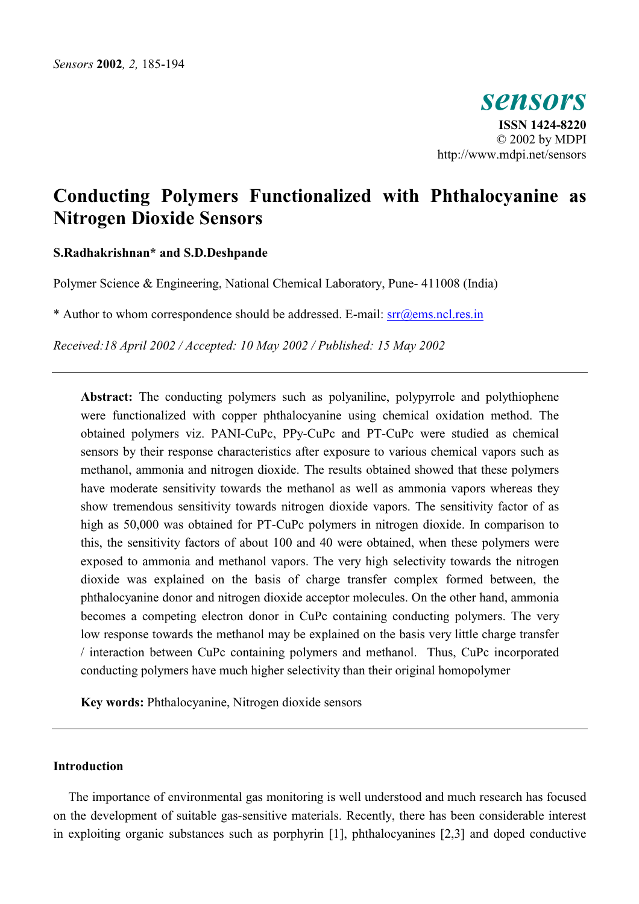# Conducting Polymers Functionalized with Phthalocyanine as Nitrogen Dioxide Sensors

**S.Radhakrishnan* and S.D.Deshpande**

Polymer Science & Engineering, National Chemical Laboratory, Pune- 411008 (India)

\* Author to whom correspondence should be addressed. E-mail: srr@ems.ncl.res.in

*Received:18 April 2002 / Accepted: 10 May 2002 / Published: 15 May 2002*

---

**Abstract:** The conducting polymers such as polyaniline, polypyrrole and polythiophene were functionalized with copper phthalocyanine using chemical oxidation method. The obtained polymers viz. PANI-CuPc, PPy-CuPc and PT-CuPc were studied as chemical sensors by their response characteristics after exposure to various chemical vapors such as methanol, ammonia and nitrogen dioxide. The results obtained showed that these polymers have moderate sensitivity towards the methanol as well as ammonia vapors whereas they show tremendous sensitivity towards nitrogen dioxide vapors. The sensitivity factor of as high as 50,000 was obtained for PT-CuPc polymers in nitrogen dioxide. In comparison to this, the sensitivity factors of about 100 and 40 were obtained, when these polymers were exposed to ammonia and methanol vapors. The very high selectivity towards the nitrogen dioxide was explained on the basis of charge transfer complex formed between, the phthalocyanine donor and nitrogen dioxide acceptor molecules. On the other hand, ammonia becomes a competing electron donor in CuPc containing conducting polymers. The very low response towards the methanol may be explained on the basis very little charge transfer / interaction between CuPc containing polymers and methanol. Thus, CuPc incorporated conducting polymers have much higher selectivity than their original homopolymer

**Key words:** Phthalocyanine, Nitrogen dioxide sensors

---

## Introduction

The importance of environmental gas monitoring is well understood and much research has focused on the development of suitable gas-sensitive materials. Recently, there has been considerable interest in exploiting organic substances such as porphyrin [1], phthalocyanines [2,3] and doped conductive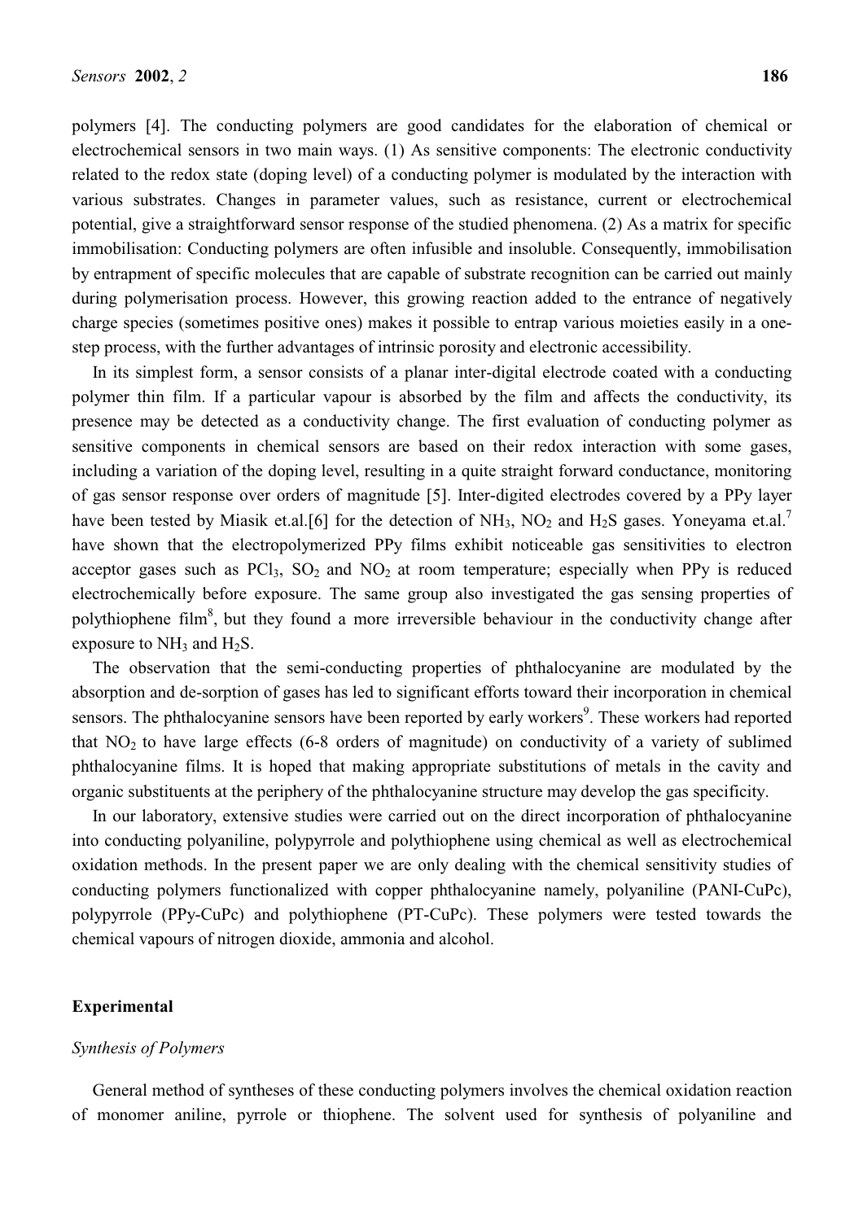polymers [4]. The conducting polymers are good candidates for the elaboration of chemical or electrochemical sensors in two main ways. (1) As sensitive components: The electronic conductivity related to the redox state (doping level) of a conducting polymer is modulated by the interaction with various substrates. Changes in parameter values, such as resistance, current or electrochemical potential, give a straightforward sensor response of the studied phenomena. (2) As a matrix for specific immobilisation: Conducting polymers are often infusible and insoluble. Consequently, immobilisation by entrapment of specific molecules that are capable of substrate recognition can be carried out mainly during polymerisation process. However, this growing reaction added to the entrance of negatively charge species (sometimes positive ones) makes it possible to entrap various moieties easily in a one-step process, with the further advantages of intrinsic porosity and electronic accessibility.

In its simplest form, a sensor consists of a planar inter-digital electrode coated with a conducting polymer thin film. If a particular vapour is absorbed by the film and affects the conductivity, its presence may be detected as a conductivity change. The first evaluation of conducting polymer as sensitive components in chemical sensors are based on their redox interaction with some gases, including a variation of the doping level, resulting in a quite straight forward conductance, monitoring of gas sensor response over orders of magnitude [5]. Inter-digited electrodes covered by a PPy layer have been tested by Miasik et.al.[6] for the detection of $NH_3$, $NO_2$ and $H_2S$ gases. Yoneyama et.al.[7] have shown that the electropolymerized PPy films exhibit noticeable gas sensitivities to electron acceptor gases such as $PCl_3$, $SO_2$ and $NO_2$ at room temperature; especially when PPy is reduced electrochemically before exposure. The same group also investigated the gas sensing properties of polythiophene film[8], but they found a more irreversible behaviour in the conductivity change after exposure to $NH_3$ and $H_2S$.

The observation that the semi-conducting properties of phthalocyanine are modulated by the absorption and de-sorption of gases has led to significant efforts toward their incorporation in chemical sensors. The phthalocyanine sensors have been reported by early workers[9]. These workers had reported that $NO_2$ to have large effects (6-8 orders of magnitude) on conductivity of a variety of sublimed phthalocyanine films. It is hoped that making appropriate substitutions of metals in the cavity and organic substituents at the periphery of the phthalocyanine structure may develop the gas specificity.

In our laboratory, extensive studies were carried out on the direct incorporation of phthalocyanine into conducting polyaniline, polypyrrole and polythiophene using chemical as well as electrochemical oxidation methods. In the present paper we are only dealing with the chemical sensitivity studies of conducting polymers functionalized with copper phthalocyanine namely, polyaniline (PANI-CuPc), polypyrrole (PPy-CuPc) and polythiophene (PT-CuPc). These polymers were tested towards the chemical vapours of nitrogen dioxide, ammonia and alcohol.

## Experimental

### *Synthesis of Polymers*

General method of syntheses of these conducting polymers involves the chemical oxidation reaction of monomer aniline, pyrrole or thiophene. The solvent used for synthesis of polyaniline and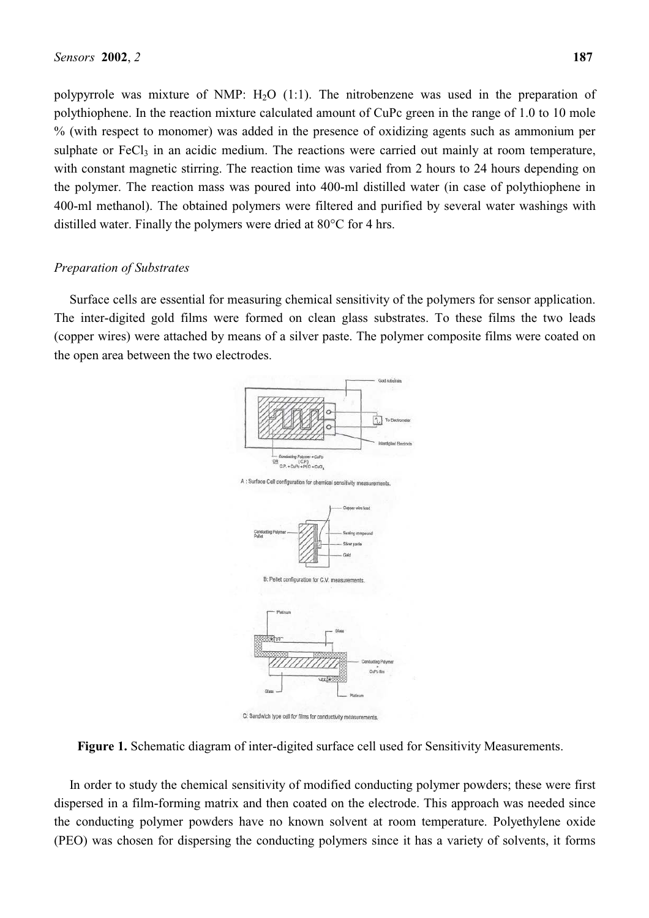polypyrrole was mixture of NMP: $H_2O$ (1:1). The nitrobenzene was used in the preparation of polythiophene. In the reaction mixture calculated amount of CuPc green in the range of 1.0 to 10 mole % (with respect to monomer) was added in the presence of oxidizing agents such as ammonium per sulphate or $FeCl_3$ in an acidic medium. The reactions were carried out mainly at room temperature, with constant magnetic stirring. The reaction time was varied from 2 hours to 24 hours depending on the polymer. The reaction mass was poured into 400-ml distilled water (in case of polythiophene in 400-ml methanol). The obtained polymers were filtered and purified by several water washings with distilled water. Finally the polymers were dried at 80°C for 4 hrs.

*Preparation of Substrates*

Surface cells are essential for measuring chemical sensitivity of the polymers for sensor application. The inter-digited gold films were formed on clean glass substrates. To these films the two leads (copper wires) were attached by means of a silver paste. The polymer composite films were coated on the open area between the two electrodes.

**Figure 1.** Schematic diagram of inter-digited surface cell used for Sensitivity Measurements.

In order to study the chemical sensitivity of modified conducting polymer powders; these were first dispersed in a film-forming matrix and then coated on the electrode. This approach was needed since the conducting polymer powders have no known solvent at room temperature. Polyethylene oxide (PEO) was chosen for dispersing the conducting polymers since it has a variety of solvents, it forms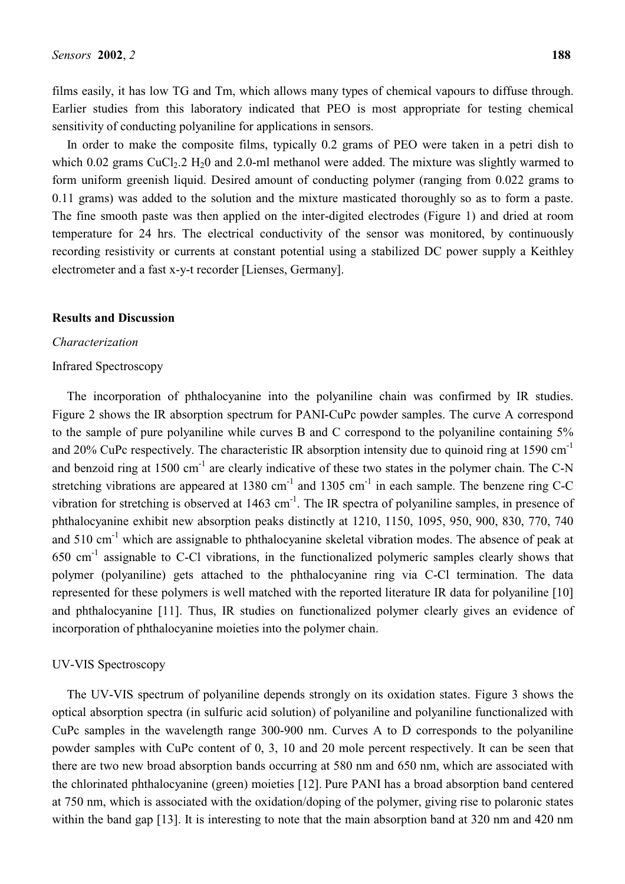films easily, it has low TG and Tm, which allows many types of chemical vapours to diffuse through. Earlier studies from this laboratory indicated that PEO is most appropriate for testing chemical sensitivity of conducting polyaniline for applications in sensors.

In order to make the composite films, typically 0.2 grams of PEO were taken in a petri dish to which 0.02 grams $CuCl_2.2\ H_20$ and 2.0-ml methanol were added. The mixture was slightly warmed to form uniform greenish liquid. Desired amount of conducting polymer (ranging from 0.022 grams to 0.11 grams) was added to the solution and the mixture masticated thoroughly so as to form a paste. The fine smooth paste was then applied on the inter-digited electrodes (Figure 1) and dried at room temperature for 24 hrs. The electrical conductivity of the sensor was monitored, by continuously recording resistivity or currents at constant potential using a stabilized DC power supply a Keithley electrometer and a fast x-y-t recorder [Lienses, Germany].

## Results and Discussion

### *Characterization*

#### Infrared Spectroscopy

The incorporation of phthalocyanine into the polyaniline chain was confirmed by IR studies. Figure 2 shows the IR absorption spectrum for PANI-CuPc powder samples. The curve A correspond to the sample of pure polyaniline while curves B and C correspond to the polyaniline containing 5% and 20% CuPc respectively. The characteristic IR absorption intensity due to quinoid ring at 1590 $cm^{-1}$ and benzoid ring at 1500 $cm^{-1}$ are clearly indicative of these two states in the polymer chain. The C-N stretching vibrations are appeared at 1380 $cm^{-1}$ and 1305 $cm^{-1}$ in each sample. The benzene ring C-C vibration for stretching is observed at 1463 $cm^{-1}$. The IR spectra of polyaniline samples, in presence of phthalocyanine exhibit new absorption peaks distinctly at 1210, 1150, 1095, 950, 900, 830, 770, 740 and 510 $cm^{-1}$ which are assignable to phthalocyanine skeletal vibration modes. The absence of peak at 650 $cm^{-1}$ assignable to C-Cl vibrations, in the functionalized polymeric samples clearly shows that polymer (polyaniline) gets attached to the phthalocyanine ring via C-Cl termination. The data represented for these polymers is well matched with the reported literature IR data for polyaniline [10] and phthalocyanine [11]. Thus, IR studies on functionalized polymer clearly gives an evidence of incorporation of phthalocyanine moieties into the polymer chain.

#### UV-VIS Spectroscopy

The UV-VIS spectrum of polyaniline depends strongly on its oxidation states. Figure 3 shows the optical absorption spectra (in sulfuric acid solution) of polyaniline and polyaniline functionalized with CuPc samples in the wavelength range 300-900 nm. Curves A to D corresponds to the polyaniline powder samples with CuPc content of 0, 3, 10 and 20 mole percent respectively. It can be seen that there are two new broad absorption bands occurring at 580 nm and 650 nm, which are associated with the chlorinated phthalocyanine (green) moieties [12]. Pure PANI has a broad absorption band centered at 750 nm, which is associated with the oxidation/doping of the polymer, giving rise to polaronic states within the band gap [13]. It is interesting to note that the main absorption band at 320 nm and 420 nm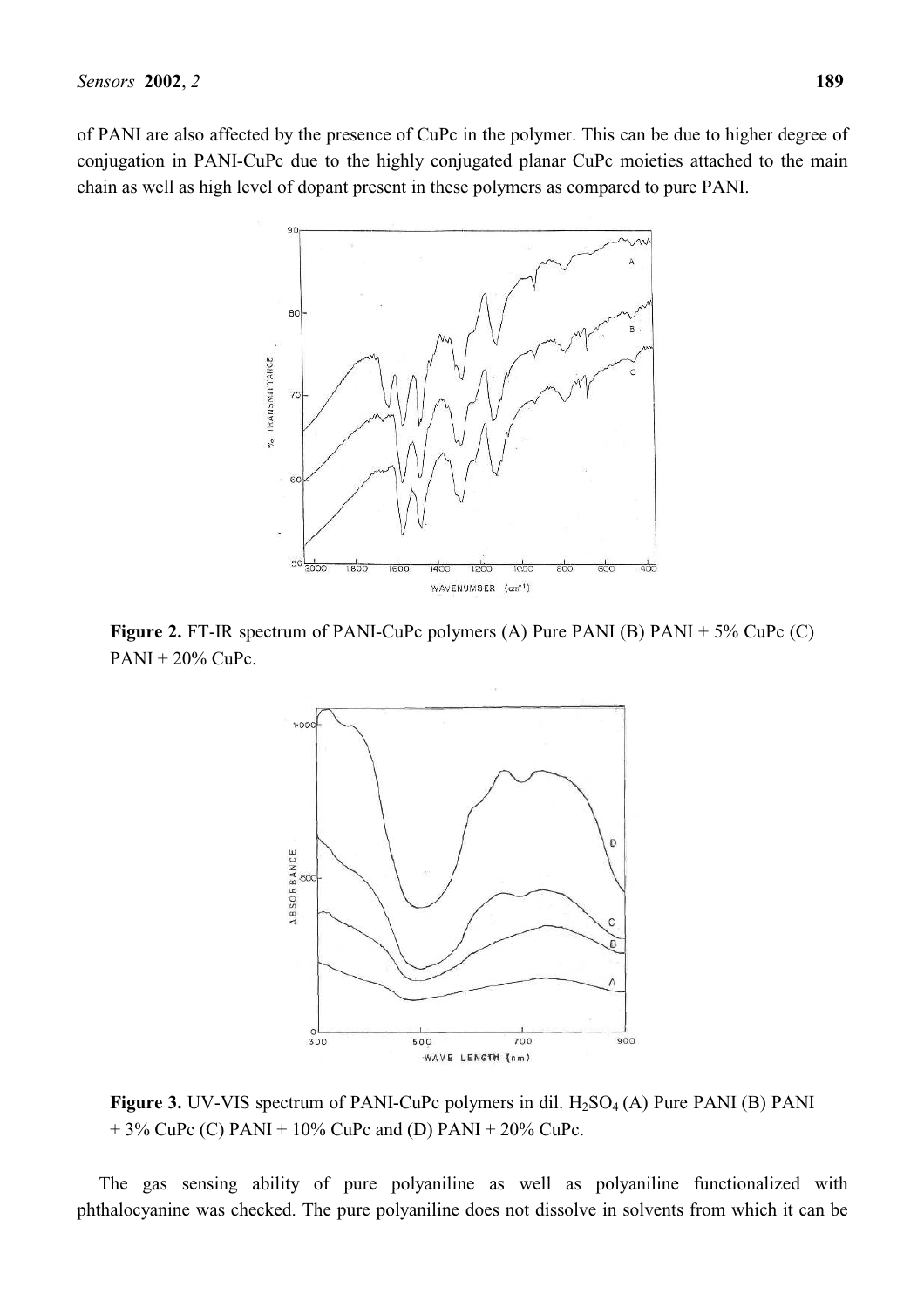of PANI are also affected by the presence of CuPc in the polymer. This can be due to higher degree of conjugation in PANI-CuPc due to the highly conjugated planar CuPc moieties attached to the main chain as well as high level of dopant present in these polymers as compared to pure PANI.

**Figure 2.** FT-IR spectrum of PANI-CuPc polymers (A) Pure PANI (B) PANI + 5% CuPc (C) PANI + 20% CuPc.

**Figure 3.** UV-VIS spectrum of PANI-CuPc polymers in dil. $H_2SO_4$ (A) Pure PANI (B) PANI + 3% CuPc (C) PANI + 10% CuPc and (D) PANI + 20% CuPc.

The gas sensing ability of pure polyaniline as well as polyaniline functionalized with phthalocyanine was checked. The pure polyaniline does not dissolve in solvents from which it can be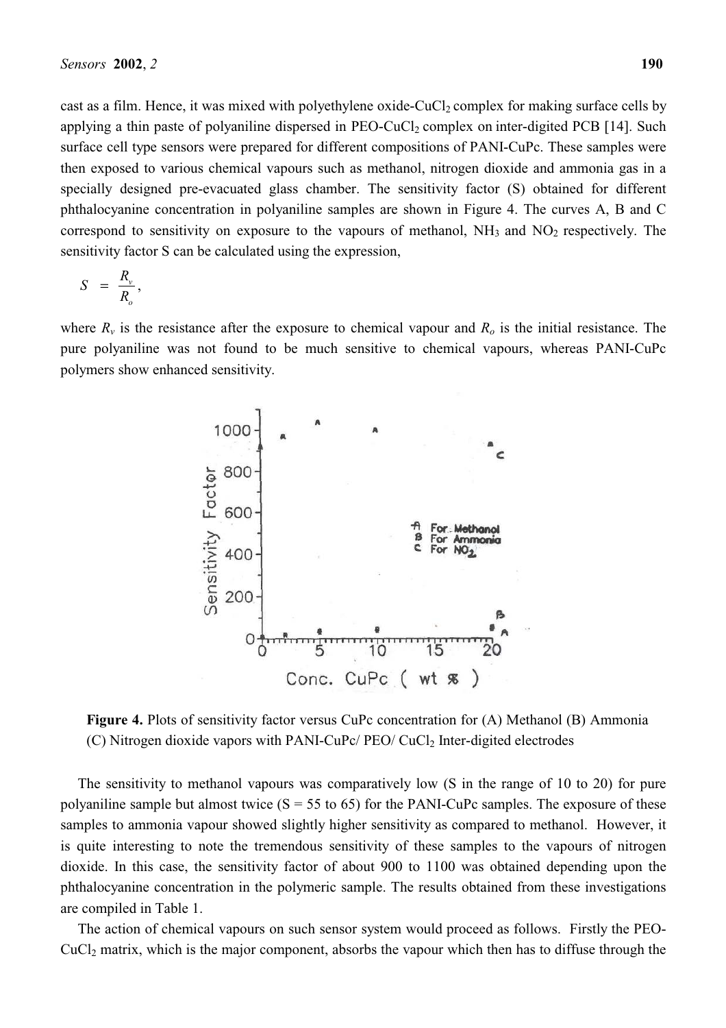cast as a film. Hence, it was mixed with polyethylene oxide-$CuCl_2$ complex for making surface cells by applying a thin paste of polyaniline dispersed in PEO-$CuCl_2$ complex on inter-digited PCB [14]. Such surface cell type sensors were prepared for different compositions of PANI-CuPc. These samples were then exposed to various chemical vapours such as methanol, nitrogen dioxide and ammonia gas in a specially designed pre-evacuated glass chamber. The sensitivity factor (S) obtained for different phthalocyanine concentration in polyaniline samples are shown in Figure 4. The curves A, B and C correspond to sensitivity on exposure to the vapours of methanol, $NH_3$ and $NO_2$ respectively. The sensitivity factor S can be calculated using the expression,

$$S = \frac{R_v}{R_o},$$

where $R_v$ is the resistance after the exposure to chemical vapour and $R_o$ is the initial resistance. The pure polyaniline was not found to be much sensitive to chemical vapours, whereas PANI-CuPc polymers show enhanced sensitivity.

**Figure 4.** Plots of sensitivity factor versus CuPc concentration for (A) Methanol (B) Ammonia (C) Nitrogen dioxide vapors with PANI-CuPc/ PEO/ $CuCl_2$ Inter-digited electrodes

The sensitivity to methanol vapours was comparatively low (S in the range of 10 to 20) for pure polyaniline sample but almost twice (S = 55 to 65) for the PANI-CuPc samples. The exposure of these samples to ammonia vapour showed slightly higher sensitivity as compared to methanol. However, it is quite interesting to note the tremendous sensitivity of these samples to the vapours of nitrogen dioxide. In this case, the sensitivity factor of about 900 to 1100 was obtained depending upon the phthalocyanine concentration in the polymeric sample. The results obtained from these investigations are compiled in Table 1.

The action of chemical vapours on such sensor system would proceed as follows. Firstly the PEO-$CuCl_2$ matrix, which is the major component, absorbs the vapour which then has to diffuse through the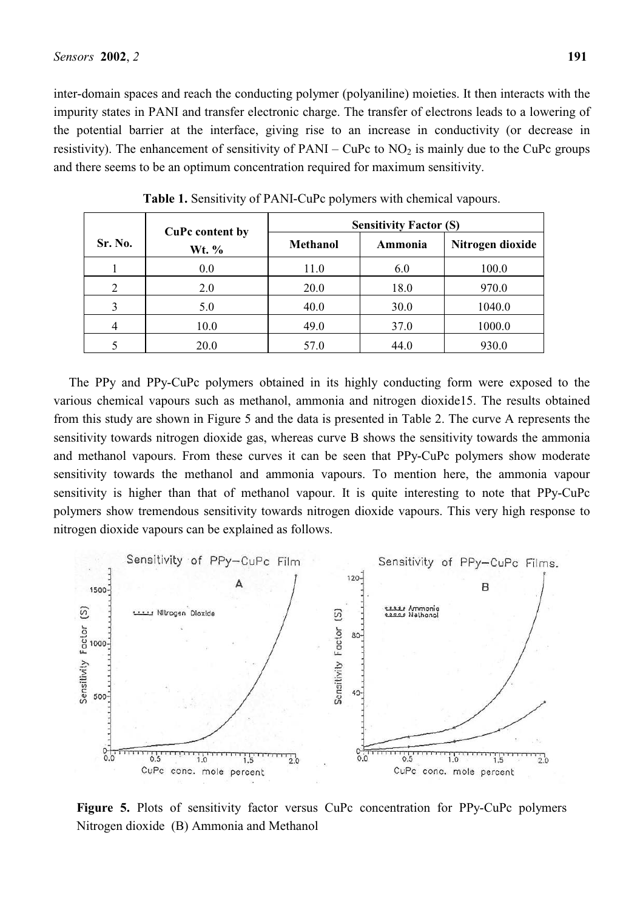inter-domain spaces and reach the conducting polymer (polyaniline) moieties. It then interacts with the impurity states in PANI and transfer electronic charge. The transfer of electrons leads to a lowering of the potential barrier at the interface, giving rise to an increase in conductivity (or decrease in resistivity). The enhancement of sensitivity of PANI – CuPc to $NO_2$ is mainly due to the CuPc groups and there seems to be an optimum concentration required for maximum sensitivity.

**Table 1.** Sensitivity of PANI-CuPc polymers with chemical vapours.

| Sr. No. | CuPc content by Wt. % | Sensitivity Factor (S) | | |
|---|---|---|---|---|
| | | Methanol | Ammonia | Nitrogen dioxide |
| 1 | 0.0 | 11.0 | 6.0 | 100.0 |
| 2 | 2.0 | 20.0 | 18.0 | 970.0 |
| 3 | 5.0 | 40.0 | 30.0 | 1040.0 |
| 4 | 10.0 | 49.0 | 37.0 | 1000.0 |
| 5 | 20.0 | 57.0 | 44.0 | 930.0 |

The PPy and PPy-CuPc polymers obtained in its highly conducting form were exposed to the various chemical vapours such as methanol, ammonia and nitrogen dioxide15. The results obtained from this study are shown in Figure 5 and the data is presented in Table 2. The curve A represents the sensitivity towards nitrogen dioxide gas, whereas curve B shows the sensitivity towards the ammonia and methanol vapours. From these curves it can be seen that PPy-CuPc polymers show moderate sensitivity towards the methanol and ammonia vapours. To mention here, the ammonia vapour sensitivity is higher than that of methanol vapour. It is quite interesting to note that PPy-CuPc polymers show tremendous sensitivity towards nitrogen dioxide vapours. This very high response to nitrogen dioxide vapours can be explained as follows.

**Figure 5.** Plots of sensitivity factor versus CuPc concentration for PPy-CuPc polymers Nitrogen dioxide (B) Ammonia and Methanol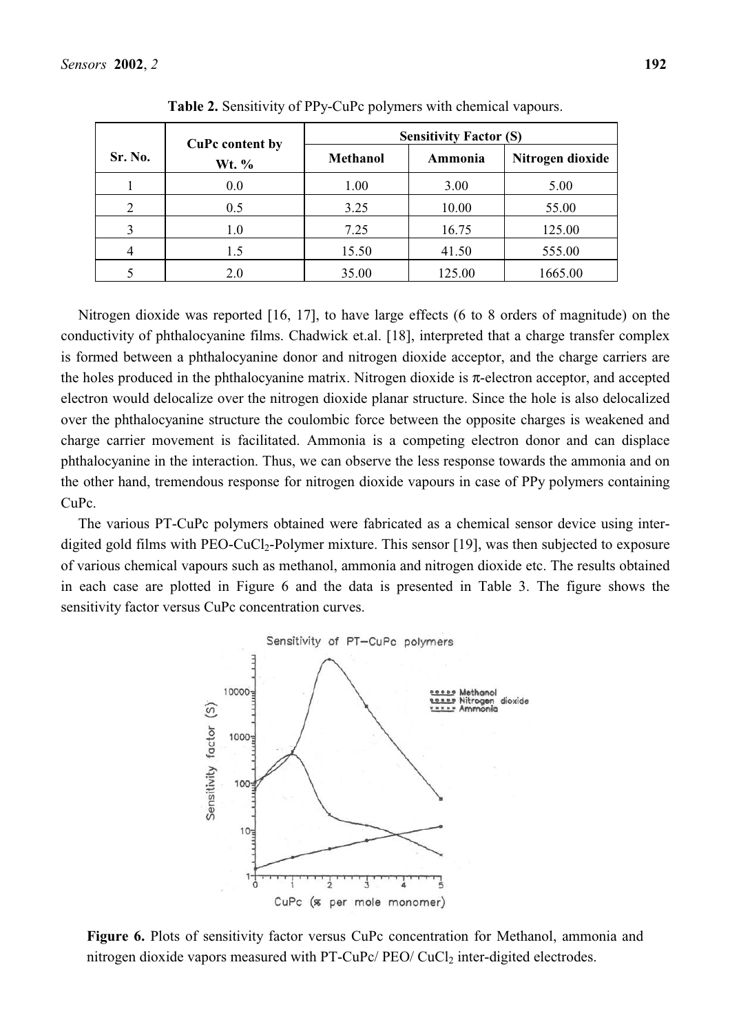**Table 2.** Sensitivity of PPy-CuPc polymers with chemical vapours.

| Sr. No. | CuPc content by Wt. % | Sensitivity Factor (S) | | |
|---|---|---|---|---|
| | | Methanol | Ammonia | Nitrogen dioxide |
| 1 | 0.0 | 1.00 | 3.00 | 5.00 |
| 2 | 0.5 | 3.25 | 10.00 | 55.00 |
| 3 | 1.0 | 7.25 | 16.75 | 125.00 |
| 4 | 1.5 | 15.50 | 41.50 | 555.00 |
| 5 | 2.0 | 35.00 | 125.00 | 1665.00 |

Nitrogen dioxide was reported [16, 17], to have large effects (6 to 8 orders of magnitude) on the conductivity of phthalocyanine films. Chadwick et.al. [18], interpreted that a charge transfer complex is formed between a phthalocyanine donor and nitrogen dioxide acceptor, and the charge carriers are the holes produced in the phthalocyanine matrix. Nitrogen dioxide is $\pi$-electron acceptor, and accepted electron would delocalize over the nitrogen dioxide planar structure. Since the hole is also delocalized over the phthalocyanine structure the coulombic force between the opposite charges is weakened and charge carrier movement is facilitated. Ammonia is a competing electron donor and can displace phthalocyanine in the interaction. Thus, we can observe the less response towards the ammonia and on the other hand, tremendous response for nitrogen dioxide vapours in case of PPy polymers containing CuPc.

The various PT-CuPc polymers obtained were fabricated as a chemical sensor device using inter-digited gold films with PEO-$CuCl_2$-Polymer mixture. This sensor [19], was then subjected to exposure of various chemical vapours such as methanol, ammonia and nitrogen dioxide etc. The results obtained in each case are plotted in Figure 6 and the data is presented in Table 3. The figure shows the sensitivity factor versus CuPc concentration curves.

**Figure 6.** Plots of sensitivity factor versus CuPc concentration for Methanol, ammonia and nitrogen dioxide vapors measured with PT-CuPc/ PEO/ $CuCl_2$ inter-digited electrodes.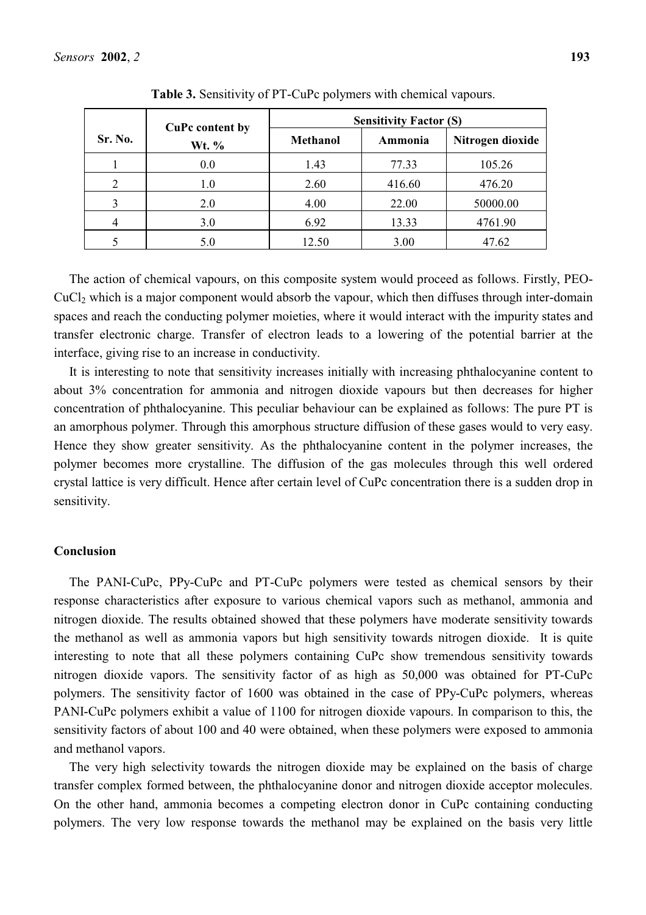**Table 3.** Sensitivity of PT-CuPc polymers with chemical vapours.

| Sr. No. | CuPc content by Wt. % | Sensitivity Factor (S) | | |
|---|---|---|---|---|
| | | Methanol | Ammonia | Nitrogen dioxide |
| 1 | 0.0 | 1.43 | 77.33 | 105.26 |
| 2 | 1.0 | 2.60 | 416.60 | 476.20 |
| 3 | 2.0 | 4.00 | 22.00 | 50000.00 |
| 4 | 3.0 | 6.92 | 13.33 | 4761.90 |
| 5 | 5.0 | 12.50 | 3.00 | 47.62 |

The action of chemical vapours, on this composite system would proceed as follows. Firstly, PEO-$CuCl_2$ which is a major component would absorb the vapour, which then diffuses through inter-domain spaces and reach the conducting polymer moieties, where it would interact with the impurity states and transfer electronic charge. Transfer of electron leads to a lowering of the potential barrier at the interface, giving rise to an increase in conductivity.

It is interesting to note that sensitivity increases initially with increasing phthalocyanine content to about 3% concentration for ammonia and nitrogen dioxide vapours but then decreases for higher concentration of phthalocyanine. This peculiar behaviour can be explained as follows: The pure PT is an amorphous polymer. Through this amorphous structure diffusion of these gases would to very easy. Hence they show greater sensitivity. As the phthalocyanine content in the polymer increases, the polymer becomes more crystalline. The diffusion of the gas molecules through this well ordered crystal lattice is very difficult. Hence after certain level of CuPc concentration there is a sudden drop in sensitivity.

## Conclusion

The PANI-CuPc, PPy-CuPc and PT-CuPc polymers were tested as chemical sensors by their response characteristics after exposure to various chemical vapors such as methanol, ammonia and nitrogen dioxide. The results obtained showed that these polymers have moderate sensitivity towards the methanol as well as ammonia vapors but high sensitivity towards nitrogen dioxide. It is quite interesting to note that all these polymers containing CuPc show tremendous sensitivity towards nitrogen dioxide vapors. The sensitivity factor of as high as 50,000 was obtained for PT-CuPc polymers. The sensitivity factor of 1600 was obtained in the case of PPy-CuPc polymers, whereas PANI-CuPc polymers exhibit a value of 1100 for nitrogen dioxide vapours. In comparison to this, the sensitivity factors of about 100 and 40 were obtained, when these polymers were exposed to ammonia and methanol vapors.

The very high selectivity towards the nitrogen dioxide may be explained on the basis of charge transfer complex formed between, the phthalocyanine donor and nitrogen dioxide acceptor molecules. On the other hand, ammonia becomes a competing electron donor in CuPc containing conducting polymers. The very low response towards the methanol may be explained on the basis very little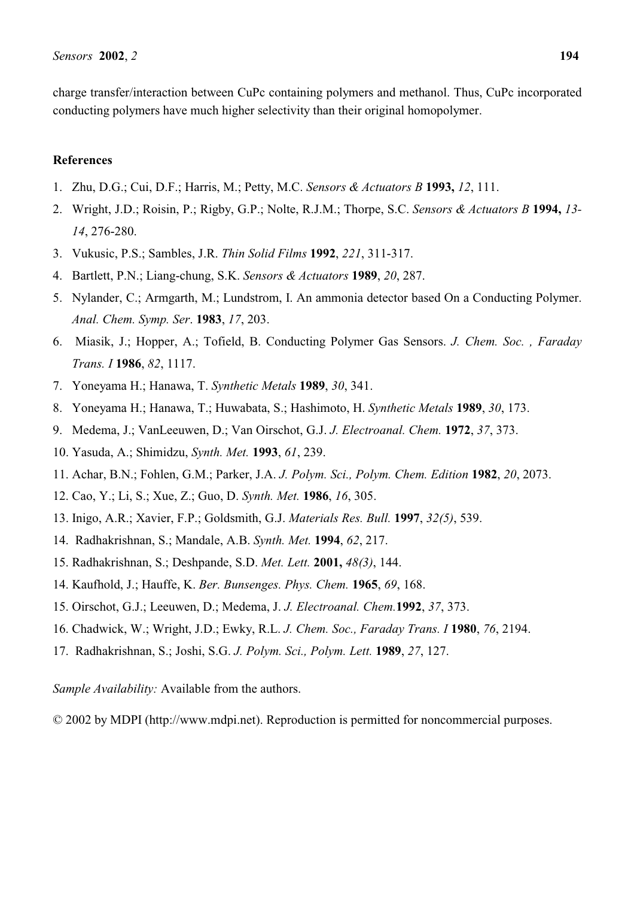charge transfer/interaction between CuPc containing polymers and methanol. Thus, CuPc incorporated conducting polymers have much higher selectivity than their original homopolymer.

## References

1. Zhu, D.G.; Cui, D.F.; Harris, M.; Petty, M.C. *Sensors & Actuators B* **1993,** *12*, 111.
2. Wright, J.D.; Roisin, P.; Rigby, G.P.; Nolte, R.J.M.; Thorpe, S.C. *Sensors & Actuators B* **1994,** *13-14*, 276-280.
3. Vukusic, P.S.; Sambles, J.R. *Thin Solid Films* **1992**, *221*, 311-317.
4. Bartlett, P.N.; Liang-chung, S.K. *Sensors & Actuators* **1989**, *20*, 287.
5. Nylander, C.; Armgarth, M.; Lundstrom, I. An ammonia detector based On a Conducting Polymer. *Anal. Chem. Symp. Ser*. **1983**, *17*, 203.
6. Miasik, J.; Hopper, A.; Tofield, B. Conducting Polymer Gas Sensors. *J. Chem. Soc. , Faraday Trans. I* **1986**, *82*, 1117.
7. Yoneyama H.; Hanawa, T. *Synthetic Metals* **1989**, *30*, 341.
8. Yoneyama H.; Hanawa, T.; Huwabata, S.; Hashimoto, H. *Synthetic Metals* **1989**, *30*, 173.
9. Medema, J.; VanLeeuwen, D.; Van Oirschot, G.J. *J. Electroanal. Chem.* **1972**, *37*, 373.
10. Yasuda, A.; Shimidzu, *Synth. Met.* **1993**, *61*, 239.
11. Achar, B.N.; Fohlen, G.M.; Parker, J.A. *J. Polym. Sci., Polym. Chem. Edition* **1982**, *20*, 2073.
12. Cao, Y.; Li, S.; Xue, Z.; Guo, D. *Synth. Met.* **1986**, *16*, 305.
13. Inigo, A.R.; Xavier, F.P.; Goldsmith, G.J. *Materials Res. Bull.* **1997**, *32(5)*, 539.
14. Radhakrishnan, S.; Mandale, A.B. *Synth. Met.* **1994**, *62*, 217.
15. Radhakrishnan, S.; Deshpande, S.D. *Met. Lett.* **2001,** *48(3)*, 144.
14. Kaufhold, J.; Hauffe, K. *Ber. Bunsenges. Phys. Chem.* **1965**, *69*, 168.
15. Oirschot, G.J.; Leeuwen, D.; Medema, J. *J. Electroanal. Chem.***1992**, *37*, 373.
16. Chadwick, W.; Wright, J.D.; Ewky, R.L. *J. Chem. Soc., Faraday Trans. I* **1980**, *76*, 2194.
17. Radhakrishnan, S.; Joshi, S.G. *J. Polym. Sci., Polym. Lett.* **1989**, *27*, 127.

*Sample Availability:* Available from the authors.

© 2002 by MDPI (http://www.mdpi.net). Reproduction is permitted for noncommercial purposes.